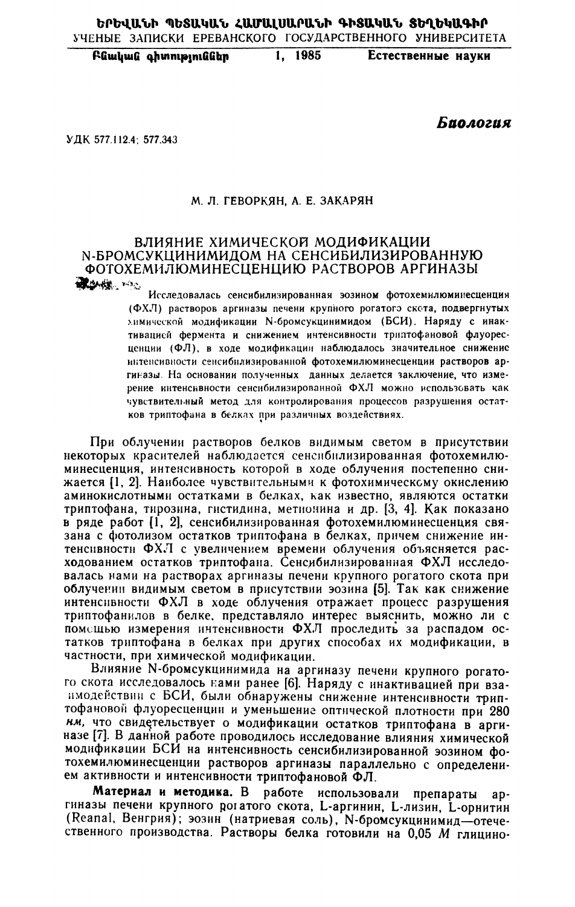УДК 577.112.4; 577.343

*Биология*

М. Л. ГЕВОРКЯН, А. Е. ЗАКАРЯН

# ВЛИЯНИЕ ХИМИЧЕСКОЙ МОДИФИКАЦИИ N-БРОМСУКЦИНИМИДОМ НА СЕНСИБИЛИЗИРОВАННУЮ ФОТОХЕМИЛЮМИНЕСЦЕНЦИЮ РАСТВОРОВ АРГИНАЗЫ

Исследовалась сенсибилизированная эозином фотохемилюминесценция (ФХЛ) растворов аргиназы печени крупного рогатого скота, подвергнутых химической модификации N-бромсукцинимидом (БСИ). Наряду с инактивацией фермента и снижением интенсивности триптофановой флуоресценции (ФЛ), в ходе модификации наблюдалось значительное снижение интенсивности сенсибилизированной фотохемилюминесценции растворов аргиназы. На основании полученных данных делается заключение, что измерение интенсивности сенсибилизированной ФХЛ можно использовать как чувствительный метод для контролирования процессов разрушения остатков триптофана в белках при различных воздействиях.

При облучении растворов белков видимым светом в присутствии некоторых красителей наблюдается сенсибилизированная фотохемилюминесценция, интенсивность которой в ходе облучения постепенно снижается [1, 2]. Наиболее чувствительными к фотохимическому окислению аминокислотными остатками в белках, как известно, являются остатки триптофана, тирозина, гистидина, метионина и др. [3, 4]. Как показано в ряде работ [1, 2], сенсибилизированная фотохемилюминесценция связана с фотолизом остатков триптофана в белках, причем снижение интенсивности ФХЛ с увеличением времени облучения объясняется расходованием остатков триптофана. Сенсибилизированная ФХЛ исследовалась нами на растворах аргиназы печени крупного рогатого скота при облучении видимым светом в присутствии эозина [5]. Так как снижение интенсивности ФХЛ в ходе облучения отражает процесс разрушения триптофанилов в белке, представляло интерес выяснить, можно ли с помощью измерения интенсивности ФХЛ проследить за распадом остатков триптофана в белках при других способах их модификации, в частности, при химической модификации.

Влияние N-бромсукцинимида на аргиназу печени крупного рогатого скота исследовалось нами ранее [6]. Наряду с инактивацией при взаимодействии с БСИ, были обнаружены снижение интенсивности триптофановой флуоресценции и уменьшение оптической плотности при 280 *нм*, что свидетельствует о модификации остатков триптофана в аргиназе [7]. В данной работе проводилось исследование влияния химической модификации БСИ на интенсивность сенсибилизированной эозином фотохемилюминесценции растворов аргиназы параллельно с определением активности и интенсивности триптофановой ФЛ.

**Материал и методика.** В работе использовали препараты аргиназы печени крупного рогатого скота, L-аргинин, L-лизин, L-орнитин (Reanal, Венгрия); эозин (натриевая соль), N-бромсукцинимид—отечественного производства. Растворы белка готовили на 0,05 *М* глицино-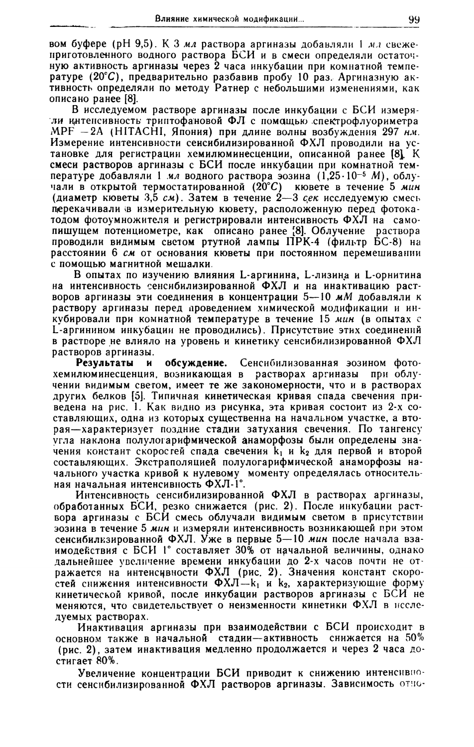вом буфере (pH 9,5). К 3 *мл* раствора аргиназы добавляли 1 *мл* свежеприготовленного водного раствора БСИ и в смеси определяли остаточную активность аргиназы через 2 часа инкубации при комнатной температуре (20°*C*), предварительно разбавив пробу 10 раз. Аргиназную активность определяли по методу Ратнер с небольшими изменениями, как описано ранее [8].

В исследуемом растворе аргиназы после инкубации с БСИ измеряли интенсивность триптофановой ФЛ с помощью спектрофлуориметра MPF —2A (HITACHI, Япония) при длине волны возбуждения 297 *нм*. Измерение интенсивности сенсибилизированной ФХЛ проводили на установке для регистрации хемилюминесценции, описанной ранее [8]. К смеси растворов аргиназы с БСИ после инкубации при комнатной температуре добавляли 1 *мл* водного раствора эозина ($1{,}25 \cdot 10^{-5}$ *M*), облучали в открытой термостатированной (20°*C*) кювете в течение 5 *мин* (диаметр кюветы 3,5 *см*). Затем в течение 2—3 *сек* исследуемую смесь перекачивали в измерительную кювету, расположенную перед фотокатодом фотоумножителя и регистрировали интенсивность ФХЛ на самопишущем потенциометре, как описано ранее [8]. Облучение раствора проводили видимым светом ртутной лампы ПРК-4 (фильтр БС-8) на расстоянии 6 *см* от основания кюветы при постоянном перемешивании с помощью магнитной мешалки.

В опытах по изучению влияния L-аргинина, L-лизина и L-орнитина на интенсивность сенсибилизированной ФХЛ и на инактивацию растворов аргиназы эти соединения в концентрации 5—10 *мМ* добавляли к раствору аргиназы перед проведением химической модификации и инкубировали при комнатной температуре в течение 15 *мин* (в опытах с L-аргинином инкубации не проводились). Присутствие этих соединений в растворе не влияло на уровень и кинетику сенсибилизированной ФХЛ растворов аргиназы.

**Результаты и обсуждение.** Сенсибилизованная эозином фотохемилюминесценция, возникающая в растворах аргиназы при облучении видимым светом, имеет те же закономерности, что и в растворах других белков [5]. Типичная кинетическая кривая спада свечения приведена на рис. 1. Как видно из рисунка, эта кривая состоит из 2-х составляющих, одна из которых существенна на начальном участке, а вторая—характеризует поздние стадии затухания свечения. По тангенсу угла наклона полулогарифмической анаморфозы были определены значения констант скоростей спада свечения $k_1$ и $k_2$ для первой и второй составляющих. Экстраполяцией полулогарифмической анаморфозы начального участка кривой к нулевому моменту определялась относительная начальная интенсивность ФХЛ-1°.

Интенсивность сенсибилизированной ФХЛ в растворах аргиназы, обработанных БСИ, резко снижается (рис. 2). После инкубации раствора аргиназы с БСИ смесь облучали видимым светом в присутствии эозина в течение 5 *мин* и измеряли интенсивность возникающей при этом сенсибилизированной ФХЛ. Уже в первые 5—10 *мин* после начала взаимодействия с БСИ 1° составляет 30% от начальной величины, однако дальнейшее увеличение времени инкубации до 2-х часов почти не отражается на интенсивности ФХЛ (рис. 2). Значения констант скоростей снижения интенсивности ФХЛ—$k_1$ и $k_2$, характеризующие форму кинетической кривой, после инкубации растворов аргиназы с БСИ не меняются, что свидетельствует о неизменности кинетики ФХЛ в исследуемых растворах.

Инактивация аргиназы при взаимодействии с БСИ происходит в основном также в начальной стадии—активность снижается на 50% (рис. 2), затем инактивация медленно продолжается и через 2 часа достигает 80%.

Увеличение концентрации БСИ приводит к снижению интенсивности сенсибилизированной ФХЛ растворов аргиназы. Зависимость отно-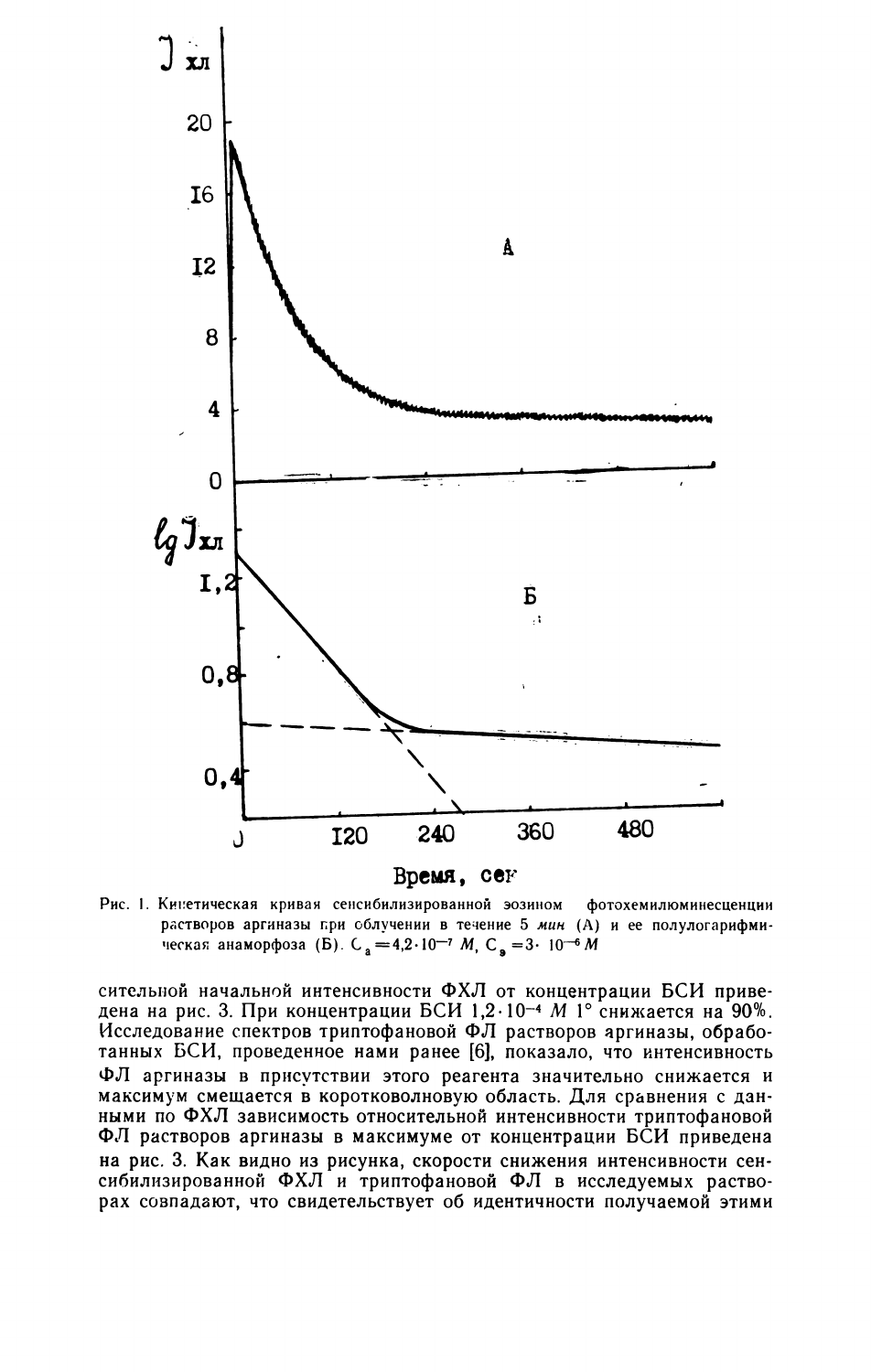Рис. 1. Кинетическая кривая сенсибилизированной эозином фотохемилюминесценции растворов аргиназы при облучении в течение 5 *мин* (А) и ее полулогарифмическая анаморфоза (Б). $C_а = 4{,}2 \cdot 10^{-7}$ *М*, $C_э = 3 \cdot 10^{-6}$ *М*

сительной начальной интенсивности ФХЛ от концентрации БСИ приведена на рис. 3. При концентрации БСИ $1{,}2 \cdot 10^{-4}$ *М* $I°$ снижается на 90%. Исследование спектров триптофановой ФЛ растворов аргиназы, обработанных БСИ, проведенное нами ранее [6], показало, что интенсивность ФЛ аргиназы в присутствии этого реагента значительно снижается и максимум смещается в коротковолновую область. Для сравнения с данными по ФХЛ зависимость относительной интенсивности триптофановой ФЛ растворов аргиназы в максимуме от концентрации БСИ приведена на рис. 3. Как видно из рисунка, скорости снижения интенсивности сенсибилизированной ФХЛ и триптофановой ФЛ в исследуемых растворах совпадают, что свидетельствует об идентичности получаемой этими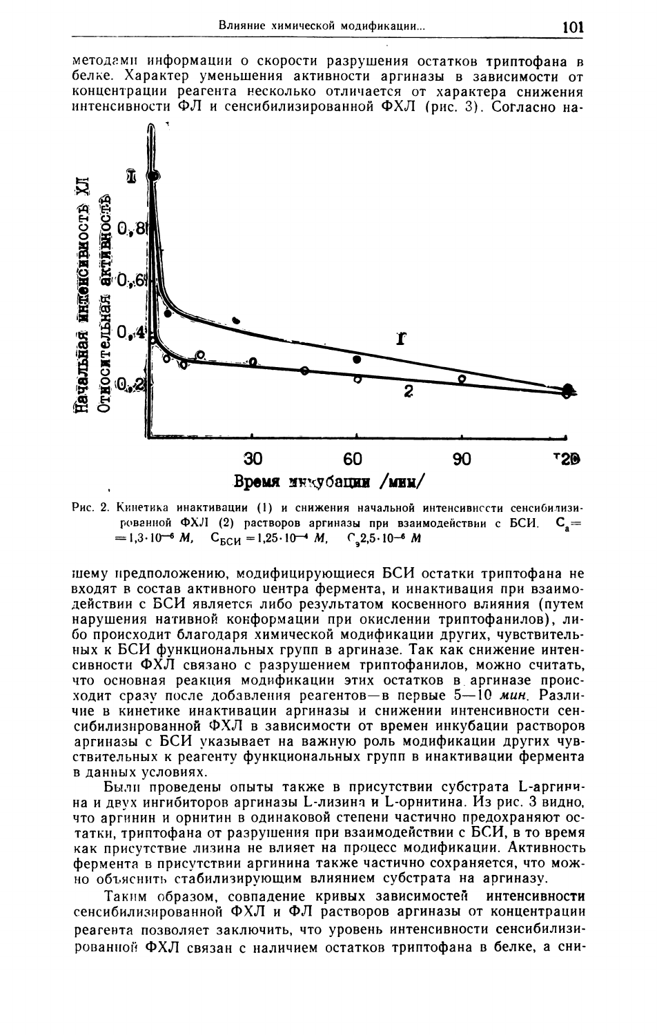методами информации о скорости разрушения остатков триптофана в белке. Характер уменьшения активности аргиназы в зависимости от концентрации реагента несколько отличается от характера снижения интенсивности ФЛ и сенсибилизированной ФХЛ (рис. 3). Согласно на-

Рис. 2. Кинетика инактивации (1) и снижения начальной интенсивности сенсибилизированной ФХЛ (2) растворов аргиназы при взаимодействии с БСИ. $C_a = 1{,}3 \cdot 10^{-6}$ *М*, $C_{БСИ} = 1{,}25 \cdot 10^{-4}$ *М*, $C_э 2{,}5 \cdot 10^{-6}$ *М*

шему предположению, модифицирующиеся БСИ остатки триптофана не входят в состав активного центра фермента, и инактивация при взаимодействии с БСИ является либо результатом косвенного влияния (путем нарушения нативной конформации при окислении триптофанилов), либо происходит благодаря химической модификации других, чувствительных к БСИ функциональных групп в аргиназе. Так как снижение интенсивности ФХЛ связано с разрушением триптофанилов, можно считать, что основная реакция модификации этих остатков в аргиназе происходит сразу после добавления реагентов—в первые 5—10 *мин*. Различие в кинетике инактивации аргиназы и снижении интенсивности сенсибилизированной ФХЛ в зависимости от времен инкубации растворов аргиназы с БСИ указывает на важную роль модификации других чувствительных к реагенту функциональных групп в инактивации фермента в данных условиях.

Были проведены опыты также в присутствии субстрата L-аргинина и двух ингибиторов аргиназы L-лизина и L-орнитина. Из рис. 3 видно, что аргинин и орнитин в одинаковой степени частично предохраняют остатки, триптофана от разрушения при взаимодействии с БСИ, в то время как присутствие лизина не влияет на процесс модификации. Активность фермента в присутствии аргинина также частично сохраняется, что можно объяснить стабилизирующим влиянием субстрата на аргиназу.

Таким образом, совпадение кривых зависимостей интенсивности сенсибилизированной ФХЛ и ФЛ растворов аргиназы от концентрации реагента позволяет заключить, что уровень интенсивности сенсибилизированной ФХЛ связан с наличием остатков триптофана в белке, а сни-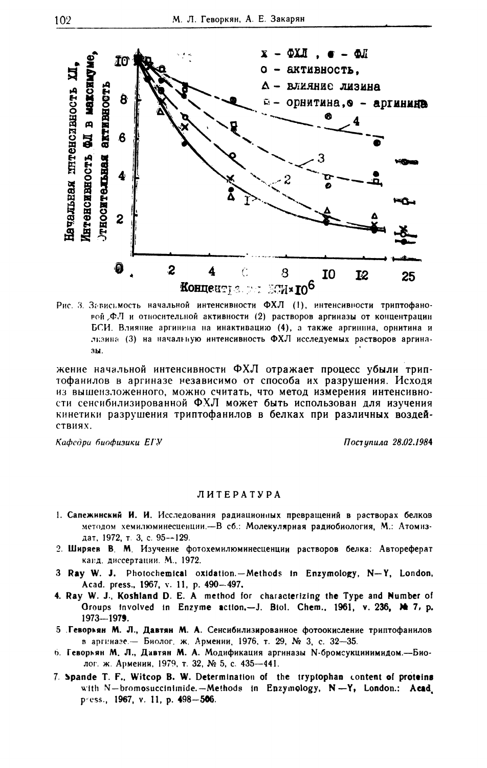Рис. 3. Зависимость начальной интенсивности ФХЛ (1), интенсивности триптофановой ФЛ и относительной активности (2) растворов аргиназы от концентрации БСИ. Влияние аргинина на инактивацию (4), а также аргинина, орнитина и лизина (3) на начальную интенсивность ФХЛ исследуемых растворов аргиназы.

жение начальной интенсивности ФХЛ отражает процесс убыли триптофанилов в аргиназе независимо от способа их разрушения. Исходя из вышеизложенного, можно считать, что метод измерения интенсивности сенсибилизированной ФХЛ может быть использован для изучения кинетики разрушения триптофанилов в белках при различных воздействиях.

*Кафедра биофизики ЕГУ* — *Поступила 28.02.1984*

## ЛИТЕРАТУРА

1. **Сапежинский И. И.** Исследования радиационных превращений в растворах белков методом хемилюминесценции.—В сб.: Молекулярная радиобиология, М.: Атомиздат, 1972, т. 3, с. 95—129.
2. **Ширяев В. М.** Изучение фотохемилюминесценции растворов белка: Автореферат канд. диссертации. М., 1972.
3. **Ray W. J.** Photochemical oxidation.—Methods in Enzymology, N—Y, London, Acad. press., 1967, v. 11, p. 490—497.
4. **Ray W. J., Koshland D. E.** A method for characterizing the Type and Number of Groups involved in Enzyme action.—J. Biol. Chem., 1961, v. 236, № 7, p. 1973—1979.
5. **Геворкян М. Л., Давтян М. А.** Сенсибилизированное фотоокисление триптофанилов в аргиназе.— Биолог. ж. Армении, 1976, т. 29, № 3, с. 32—35.
6. **Геворкян М. Л., Давтян М. А.** Модификация аргиназы N-бромсукцинимидом.—Биолог. ж. Армении, 1979, т. 32, № 5, с. 435—441.
7. **Spande T. F., Witcop B. W.** Determination of the tryptophan content of proteins with N—bromosuccinimide.—Methods in Enzymology, N—Y, London.: Acad. press., 1967, v. 11, p. 498—506.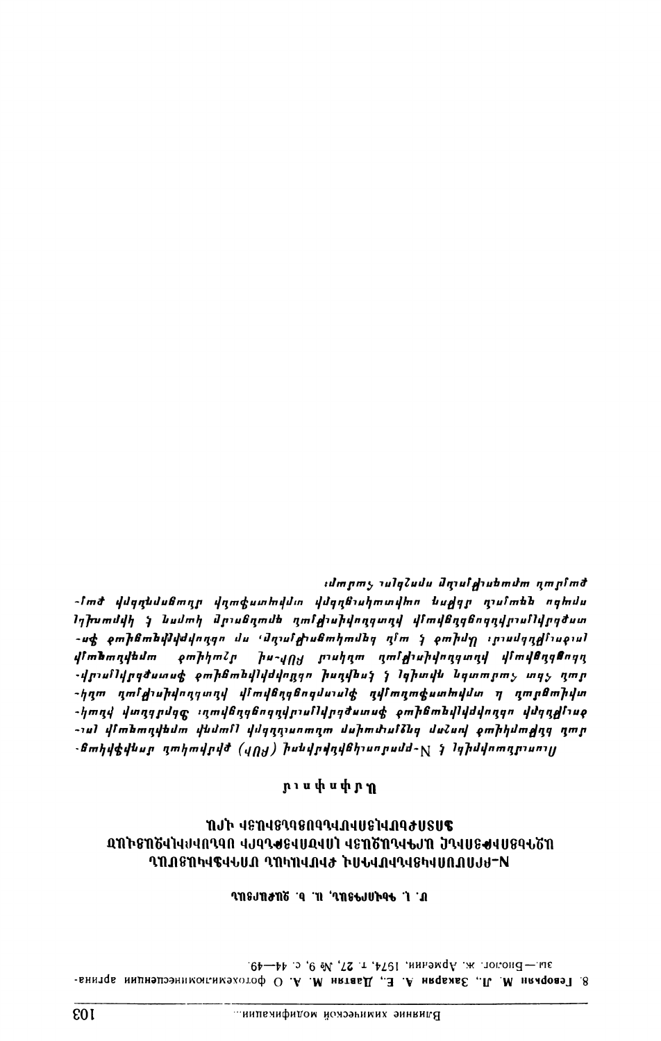8. Геворкян М. Л., Закарян А. Е., Давтян М. А. О фотохемилюминесценции эритрона — Биолог. ж. Армении, 1974, т. 27, № 9, с. 44—49.

**Մ. Լ. ԳԵՎՈՐԳՅԱՆ, Ա. Ե. ԶԱՔԱՐՅԱՆ**

## N-ԷԹԻԼՄԱԼԵԻՄԻԴՈՎ ԷՐԻԹՐՈՑԻՏՆԵՐԻ ՔԻՄԻԱԿԱՆ ՄՈԴԻՖԻԿԱՑԻԱՅԻ ԱԶԴԵՑՈՒԹՅՈՒՆԸ ՖՈՏՈՔԵՄԻԼՅՈՒՄԻՆԵՍՑԵՆՑԻԱՅԻ ՎՐԱ

### Ամփոփում

*Ուսումնասիրված է N-էթիլմալեիմիդի (ԷՄԻ) ազդեցությունը էրիթրոցիտների ֆոտոքեմիլյումինեսցենցիայի վրա։ Ցույց է տրված, որ ԷՄԻ-ով մոդիֆիկացված էրիթրոցիտների ֆոտոքեմիլյումինեսցենցիայի ինտենսիվությունը փոքրանում է։ Ենթադրվում է, որ էրիթրոցիտների ֆոտոքեմիլյումինեսցենցիան պայմանավորված է թաղանթային սպիտակուցների SH-խմբերով։*